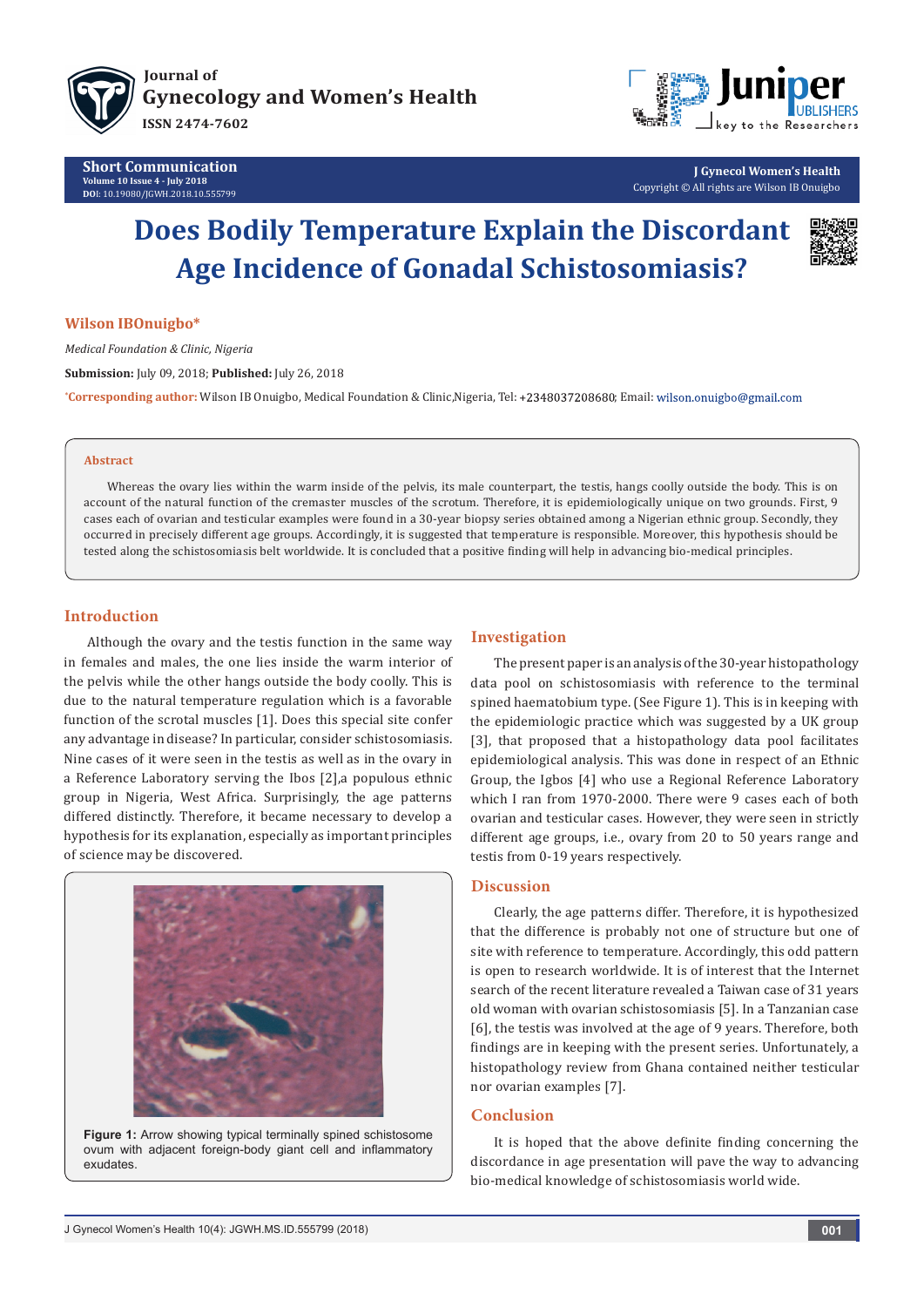Journal of
Gynecology and Women's Health
ISSN 2474-7602

**Short Communication**
Volume 10 Issue 4 - July 2018
DOI: 10.19080/JGWH.2018.10.555799

**J Gynecol Women's Health**
Copyright © All rights are Wilson IB Onuigbo

# Does Bodily Temperature Explain the Discordant Age Incidence of Gonadal Schistosomiasis?

**Wilson IBOnuigbo***

*Medical Foundation & Clinic, Nigeria*

**Submission:** July 09, 2018; **Published:** July 26, 2018

***Corresponding author:** Wilson IB Onuigbo, Medical Foundation & Clinic,Nigeria, Tel: +2348037208680; Email: wilson.onuigbo@gmail.com

## Abstract

Whereas the ovary lies within the warm inside of the pelvis, its male counterpart, the testis, hangs coolly outside the body. This is on account of the natural function of the cremaster muscles of the scrotum. Therefore, it is epidemiologically unique on two grounds. First, 9 cases each of ovarian and testicular examples were found in a 30-year biopsy series obtained among a Nigerian ethnic group. Secondly, they occurred in precisely different age groups. Accordingly, it is suggested that temperature is responsible. Moreover, this hypothesis should be tested along the schistosomiasis belt worldwide. It is concluded that a positive finding will help in advancing bio-medical principles.

## Introduction

Although the ovary and the testis function in the same way in females and males, the one lies inside the warm interior of the pelvis while the other hangs outside the body coolly. This is due to the natural temperature regulation which is a favorable function of the scrotal muscles [1]. Does this special site confer any advantage in disease? In particular, consider schistosomiasis. Nine cases of it were seen in the testis as well as in the ovary in a Reference Laboratory serving the Ibos [2],a populous ethnic group in Nigeria, West Africa. Surprisingly, the age patterns differed distinctly. Therefore, it became necessary to develop a hypothesis for its explanation, especially as important principles of science may be discovered.

Figure 1: Arrow showing typical terminally spined schistosome ovum with adjacent foreign-body giant cell and inflammatory exudates.

## Investigation

The present paper is an analysis of the 30-year histopathology data pool on schistosomiasis with reference to the terminal spined haematobium type. (See Figure 1). This is in keeping with the epidemiologic practice which was suggested by a UK group [3], that proposed that a histopathology data pool facilitates epidemiological analysis. This was done in respect of an Ethnic Group, the Igbos [4] who use a Regional Reference Laboratory which I ran from 1970-2000. There were 9 cases each of both ovarian and testicular cases. However, they were seen in strictly different age groups, i.e., ovary from 20 to 50 years range and testis from 0-19 years respectively.

## Discussion

Clearly, the age patterns differ. Therefore, it is hypothesized that the difference is probably not one of structure but one of site with reference to temperature. Accordingly, this odd pattern is open to research worldwide. It is of interest that the Internet search of the recent literature revealed a Taiwan case of 31 years old woman with ovarian schistosomiasis [5]. In a Tanzanian case [6], the testis was involved at the age of 9 years. Therefore, both findings are in keeping with the present series. Unfortunately, a histopathology review from Ghana contained neither testicular nor ovarian examples [7].

## Conclusion

It is hoped that the above definite finding concerning the discordance in age presentation will pave the way to advancing bio-medical knowledge of schistosomiasis world wide.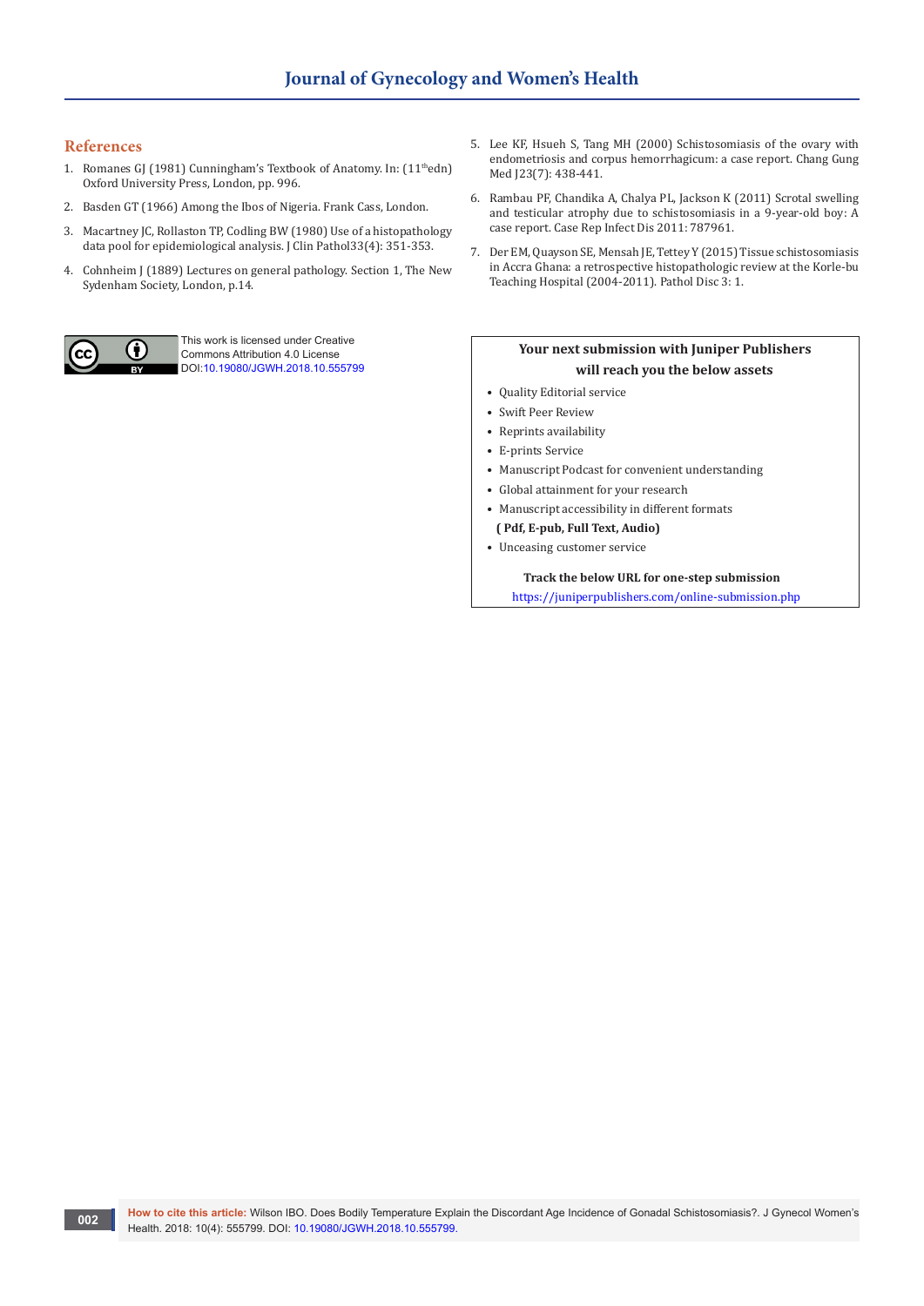## References

1. Romanes GJ (1981) Cunningham's Textbook of Anatomy. In: (11[th]edn) Oxford University Press, London, pp. 996.
2. Basden GT (1966) Among the Ibos of Nigeria. Frank Cass, London.
3. Macartney JC, Rollaston TP, Codling BW (1980) Use of a histopathology data pool for epidemiological analysis. J Clin Pathol33(4): 351-353.
4. Cohnheim J (1889) Lectures on general pathology. Section 1, The New Sydenham Society, London, p.14.
5. Lee KF, Hsueh S, Tang MH (2000) Schistosomiasis of the ovary with endometriosis and corpus hemorrhagicum: a case report. Chang Gung Med J23(7): 438-441.
6. Rambau PF, Chandika A, Chalya PL, Jackson K (2011) Scrotal swelling and testicular atrophy due to schistosomiasis in a 9-year-old boy: A case report. Case Rep Infect Dis 2011: 787961.
7. Der EM, Quayson SE, Mensah JE, Tettey Y (2015) Tissue schistosomiasis in Accra Ghana: a retrospective histopathologic review at the Korle-bu Teaching Hospital (2004-2011). Pathol Disc 3: 1.

This work is licensed under Creative Commons Attribution 4.0 License
DOI:10.19080/JGWH.2018.10.555799

**Your next submission with Juniper Publishers will reach you the below assets**

- Quality Editorial service
- Swift Peer Review
- Reprints availability
- E-prints Service
- Manuscript Podcast for convenient understanding
- Global attainment for your research
- Manuscript accessibility in different formats

**( Pdf, E-pub, Full Text, Audio)**

- Unceasing customer service

**Track the below URL for one-step submission**

https://juniperpublishers.com/online-submission.php

**How to cite this article:** Wilson IBO. Does Bodily Temperature Explain the Discordant Age Incidence of Gonadal Schistosomiasis?. J Gynecol Women's Health. 2018: 10(4): 555799. DOI: 10.19080/JGWH.2018.10.555799.